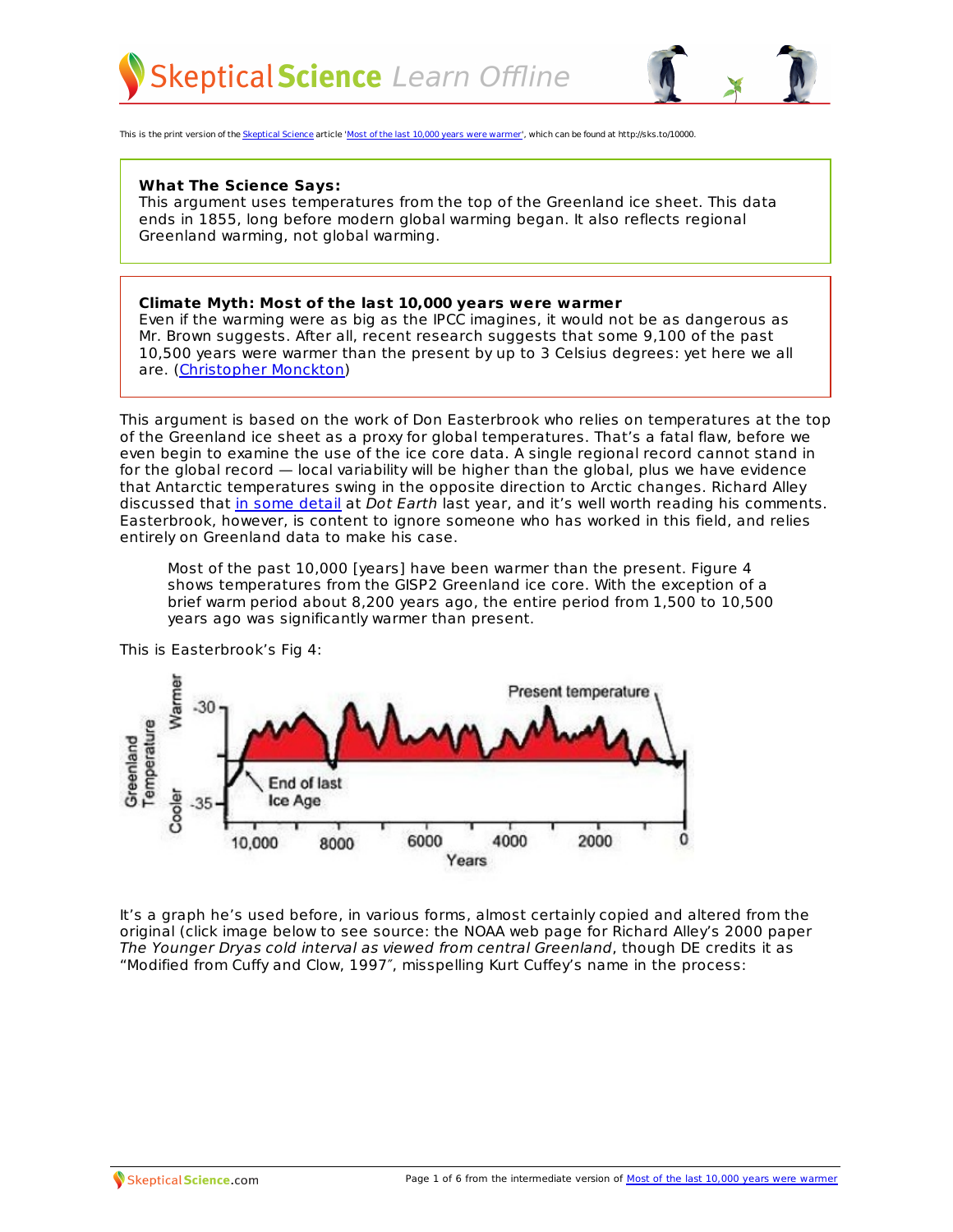This is the print version of the Skeptical Science article 'Most of the last 10,000 years were warmer', which can be found at http://sks.to/10000.

**What The Science Says:**
This argument uses temperatures from the top of the Greenland ice sheet. This data ends in 1855, long before modern global warming began. It also reflects regional Greenland warming, not global warming.

**Climate Myth: Most of the last 10,000 years were warmer**
Even if the warming were as big as the IPCC imagines, it would not be as dangerous as Mr. Brown suggests. After all, recent research suggests that some 9,100 of the past 10,500 years were warmer than the present by up to 3 Celsius degrees: yet here we all are. (Christopher Monckton)

This argument is based on the work of Don Easterbrook who relies on temperatures at the top of the Greenland ice sheet as a proxy for global temperatures. That's a fatal flaw, before we even begin to examine the use of the ice core data. A single regional record cannot stand in for the global record — local variability will be higher than the global, plus we have evidence that Antarctic temperatures swing in the opposite direction to Arctic changes. Richard Alley discussed that in some detail at *Dot Earth* last year, and it's well worth reading his comments. Easterbrook, however, is content to ignore someone who has worked in this field, and relies entirely on Greenland data to make his case.

> Most of the past 10,000 [years] have been warmer than the present. Figure 4 shows temperatures from the GISP2 Greenland ice core. With the exception of a brief warm period about 8,200 years ago, the entire period from 1,500 to 10,500 years ago was significantly warmer than present.

This is Easterbrook's Fig 4:

It's a graph he's used before, in various forms, almost certainly copied and altered from the original (click image below to see source: the NOAA web page for Richard Alley's 2000 paper *The Younger Dryas cold interval as viewed from central Greenland*, though DE credits it as "Modified from Cuffy and Clow, 1997", misspelling Kurt Cuffey's name in the process: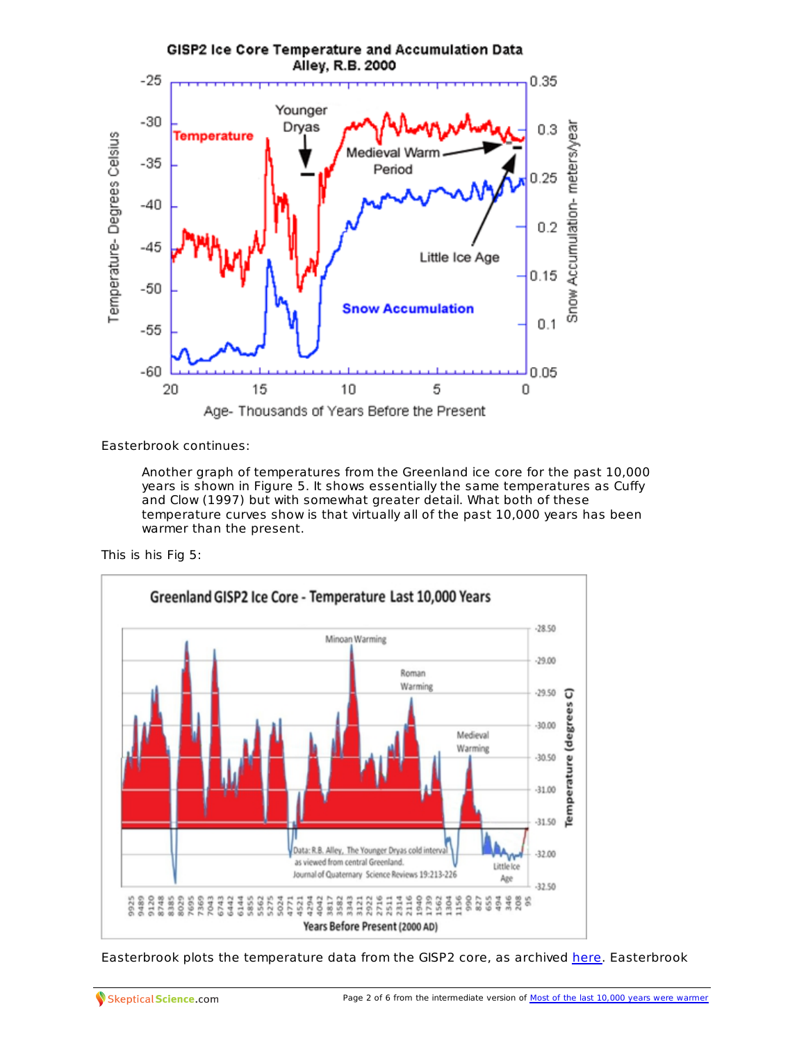Easterbrook continues:

> Another graph of temperatures from the Greenland ice core for the past 10,000 years is shown in Figure 5. It shows essentially the same temperatures as Cuffy and Clow (1997) but with somewhat greater detail. What both of these temperature curves show is that virtually all of the past 10,000 years has been warmer than the present.

This is his Fig 5:

Easterbrook plots the temperature data from the GISP2 core, as archived [here](). Easterbrook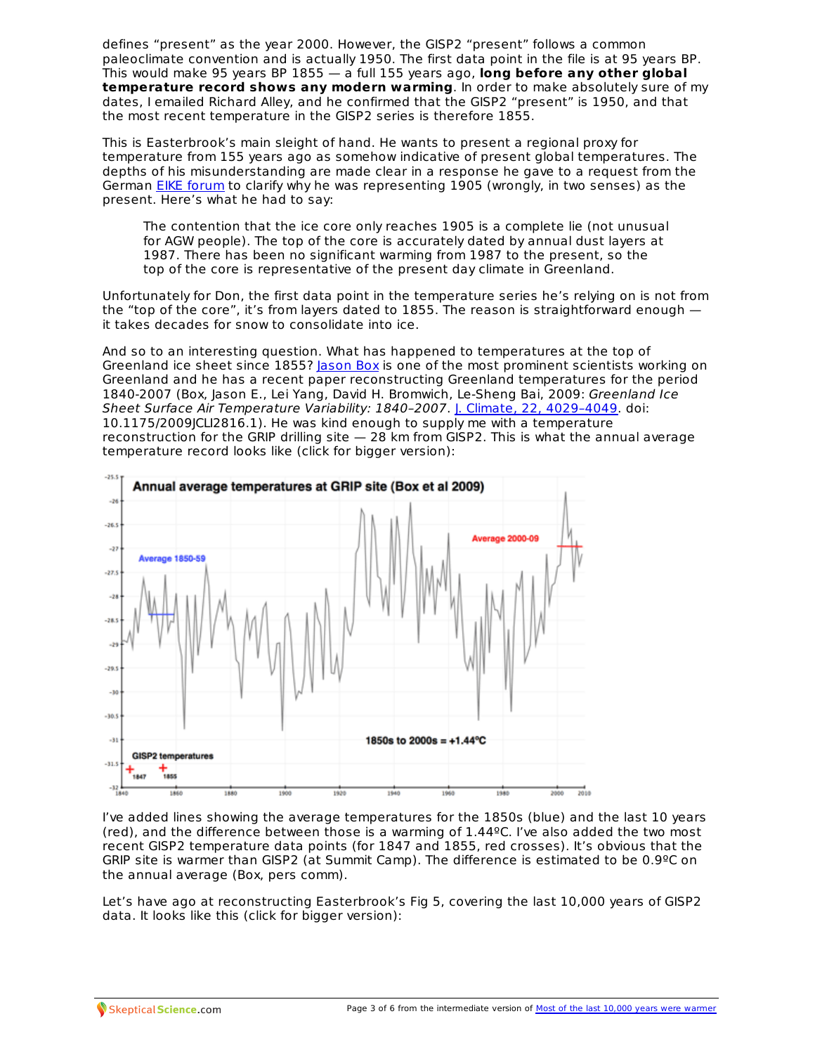defines “present” as the year 2000. However, the GISP2 “present” follows a common paleoclimate convention and is actually 1950. The first data point in the file is at 95 years BP. This would make 95 years BP 1855 — a full 155 years ago, **long before any other global temperature record shows any modern warming**. In order to make absolutely sure of my dates, I emailed Richard Alley, and he confirmed that the GISP2 “present” is 1950, and that the most recent temperature in the GISP2 series is therefore 1855.

This is Easterbrook’s main sleight of hand. He wants to present a regional proxy for temperature from 155 years ago as somehow indicative of present global temperatures. The depths of his misunderstanding are made clear in a response he gave to a request from the German [EIKE forum](#) to clarify why he was representing 1905 (wrongly, in two senses) as the present. Here’s what he had to say:

> The contention that the ice core only reaches 1905 is a complete lie (not unusual for AGW people). The top of the core is accurately dated by annual dust layers at 1987. There has been no significant warming from 1987 to the present, so the top of the core is representative of the present day climate in Greenland.

Unfortunately for Don, the first data point in the temperature series he’s relying on is not from the “top of the core”, it’s from layers dated to 1855. The reason is straightforward enough — it takes decades for snow to consolidate into ice.

And so to an interesting question. What has happened to temperatures at the top of Greenland ice sheet since 1855? [Jason Box](#) is one of the most prominent scientists working on Greenland and he has a recent paper reconstructing Greenland temperatures for the period 1840-2007 (Box, Jason E., Lei Yang, David H. Bromwich, Le-Sheng Bai, 2009: *Greenland Ice Sheet Surface Air Temperature Variability: 1840–2007*. [J. Climate, 22, 4029–4049](#). doi: 10.1175/2009JCLI2816.1). He was kind enough to supply me with a temperature reconstruction for the GRIP drilling site — 28 km from GISP2. This is what the annual average temperature record looks like (click for bigger version):

I’ve added lines showing the average temperatures for the 1850s (blue) and the last 10 years (red), and the difference between those is a warming of 1.44ºC. I’ve also added the two most recent GISP2 temperature data points (for 1847 and 1855, red crosses). It’s obvious that the GRIP site is warmer than GISP2 (at Summit Camp). The difference is estimated to be 0.9ºC on the annual average (Box, pers comm).

Let’s have ago at reconstructing Easterbrook’s Fig 5, covering the last 10,000 years of GISP2 data. It looks like this (click for bigger version):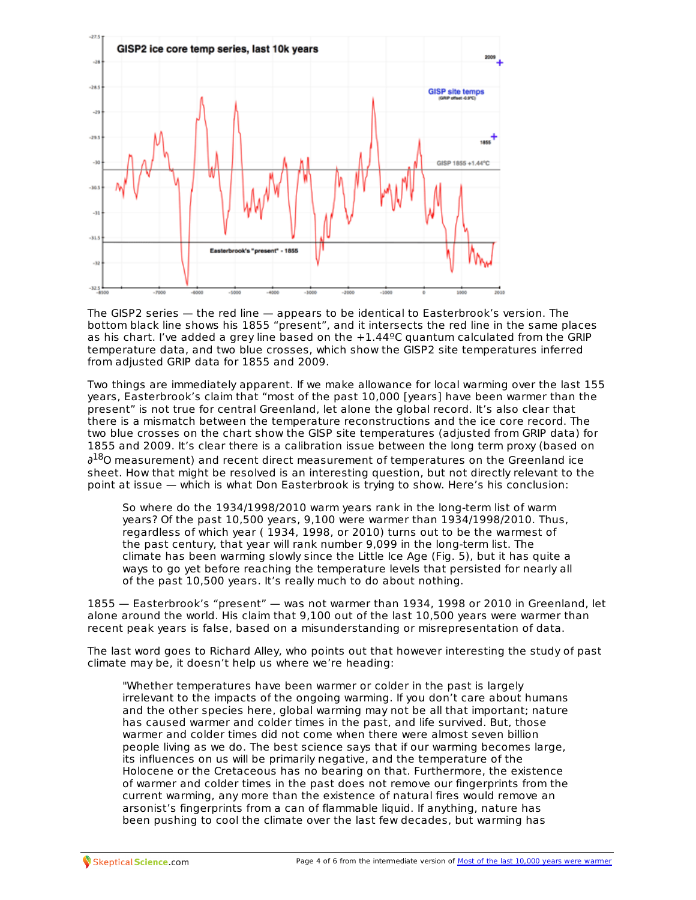The GISP2 series — the red line — appears to be identical to Easterbrook's version. The bottom black line shows his 1855 "present", and it intersects the red line in the same places as his chart. I've added a grey line based on the +1.44ºC quantum calculated from the GRIP temperature data, and two blue crosses, which show the GISP2 site temperatures inferred from adjusted GRIP data for 1855 and 2009.

Two things are immediately apparent. If we make allowance for local warming over the last 155 years, Easterbrook's claim that "most of the past 10,000 [years] have been warmer than the present" is not true for central Greenland, let alone the global record. It's also clear that there is a mismatch between the temperature reconstructions and the ice core record. The two blue crosses on the chart show the GISP site temperatures (adjusted from GRIP data) for 1855 and 2009. It's clear there is a calibration issue between the long term proxy (based on $\partial^{18}O$ measurement) and recent direct measurement of temperatures on the Greenland ice sheet. How that might be resolved is an interesting question, but not directly relevant to the point at issue — which is what Don Easterbrook is trying to show. Here's his conclusion:

> So where do the 1934/1998/2010 warm years rank in the long-term list of warm years? Of the past 10,500 years, 9,100 were warmer than 1934/1998/2010. Thus, regardless of which year ( 1934, 1998, or 2010) turns out to be the warmest of the past century, that year will rank number 9,099 in the long-term list. The climate has been warming slowly since the Little Ice Age (Fig. 5), but it has quite a ways to go yet before reaching the temperature levels that persisted for nearly all of the past 10,500 years. It's really much to do about nothing.

1855 — Easterbrook's "present" — was not warmer than 1934, 1998 or 2010 in Greenland, let alone around the world. His claim that 9,100 out of the last 10,500 years were warmer than recent peak years is false, based on a misunderstanding or misrepresentation of data.

The last word goes to Richard Alley, who points out that however interesting the study of past climate may be, it doesn't help us where we're heading:

> "Whether temperatures have been warmer or colder in the past is largely irrelevant to the impacts of the ongoing warming. If you don't care about humans and the other species here, global warming may not be all that important; nature has caused warmer and colder times in the past, and life survived. But, those warmer and colder times did not come when there were almost seven billion people living as we do. The best science says that if our warming becomes large, its influences on us will be primarily negative, and the temperature of the Holocene or the Cretaceous has no bearing on that. Furthermore, the existence of warmer and colder times in the past does not remove our fingerprints from the current warming, any more than the existence of natural fires would remove an arsonist's fingerprints from a can of flammable liquid. If anything, nature has been pushing to cool the climate over the last few decades, but warming has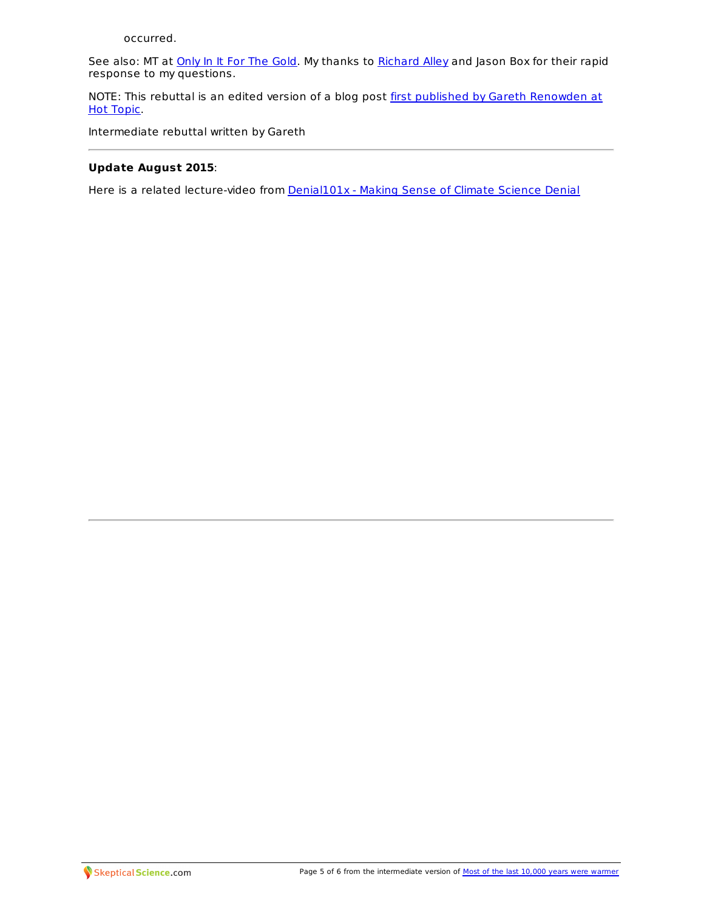occurred.

See also: MT at Only In It For The Gold. My thanks to Richard Alley and Jason Box for their rapid response to my questions.

NOTE: This rebuttal is an edited version of a blog post first published by Gareth Renowden at Hot Topic.

Intermediate rebuttal written by Gareth

---

**Update August 2015**:

Here is a related lecture-video from Denial101x - Making Sense of Climate Science Denial

---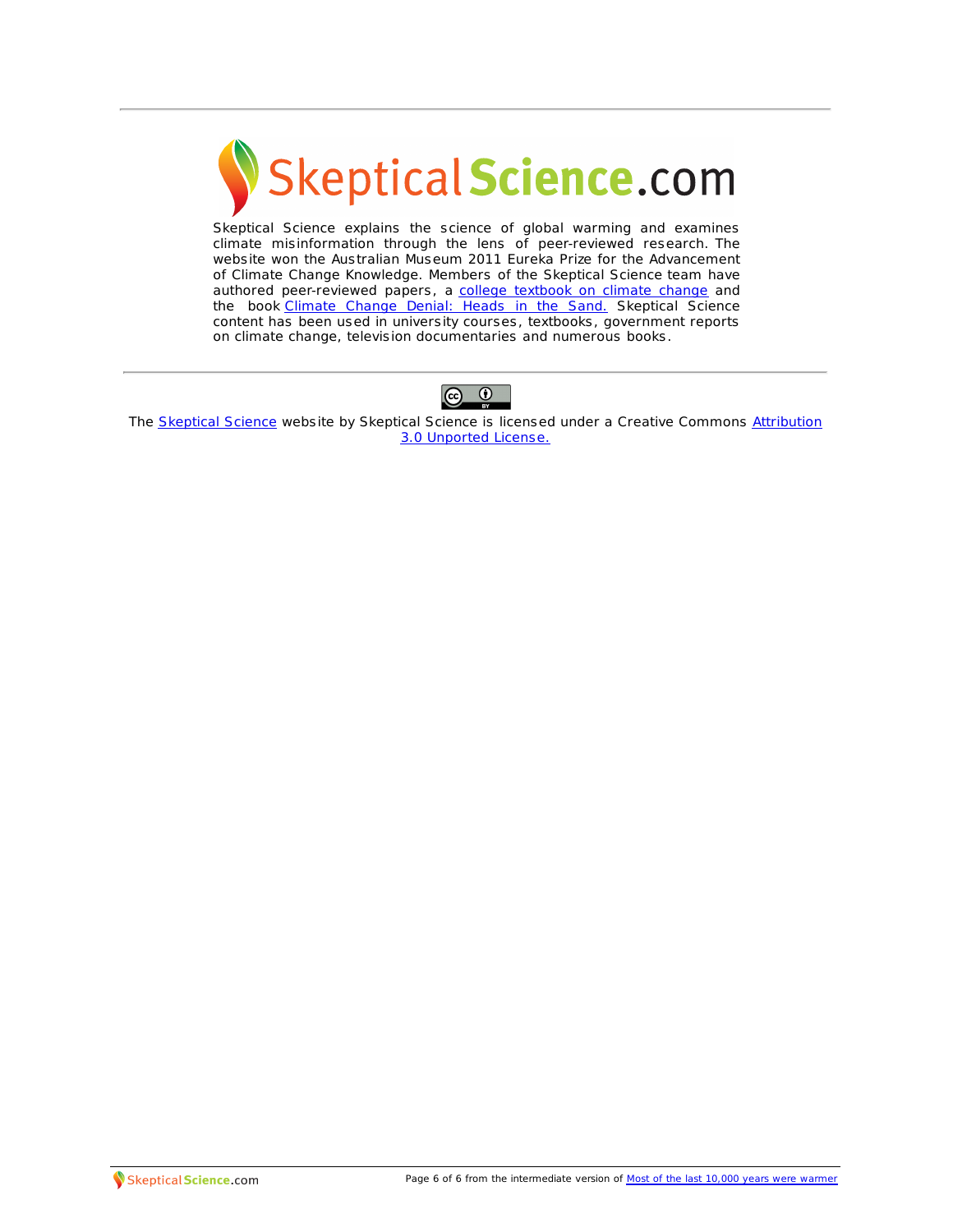Skeptical Science explains the science of global warming and examines climate misinformation through the lens of peer-reviewed research. The website won the Australian Museum 2011 Eureka Prize for the Advancement of Climate Change Knowledge. Members of the Skeptical Science team have authored peer-reviewed papers, a college textbook on climate change and the book Climate Change Denial: Heads in the Sand. Skeptical Science content has been used in university courses, textbooks, government reports on climate change, television documentaries and numerous books.

---

The Skeptical Science website by Skeptical Science is licensed under a Creative Commons Attribution 3.0 Unported License.